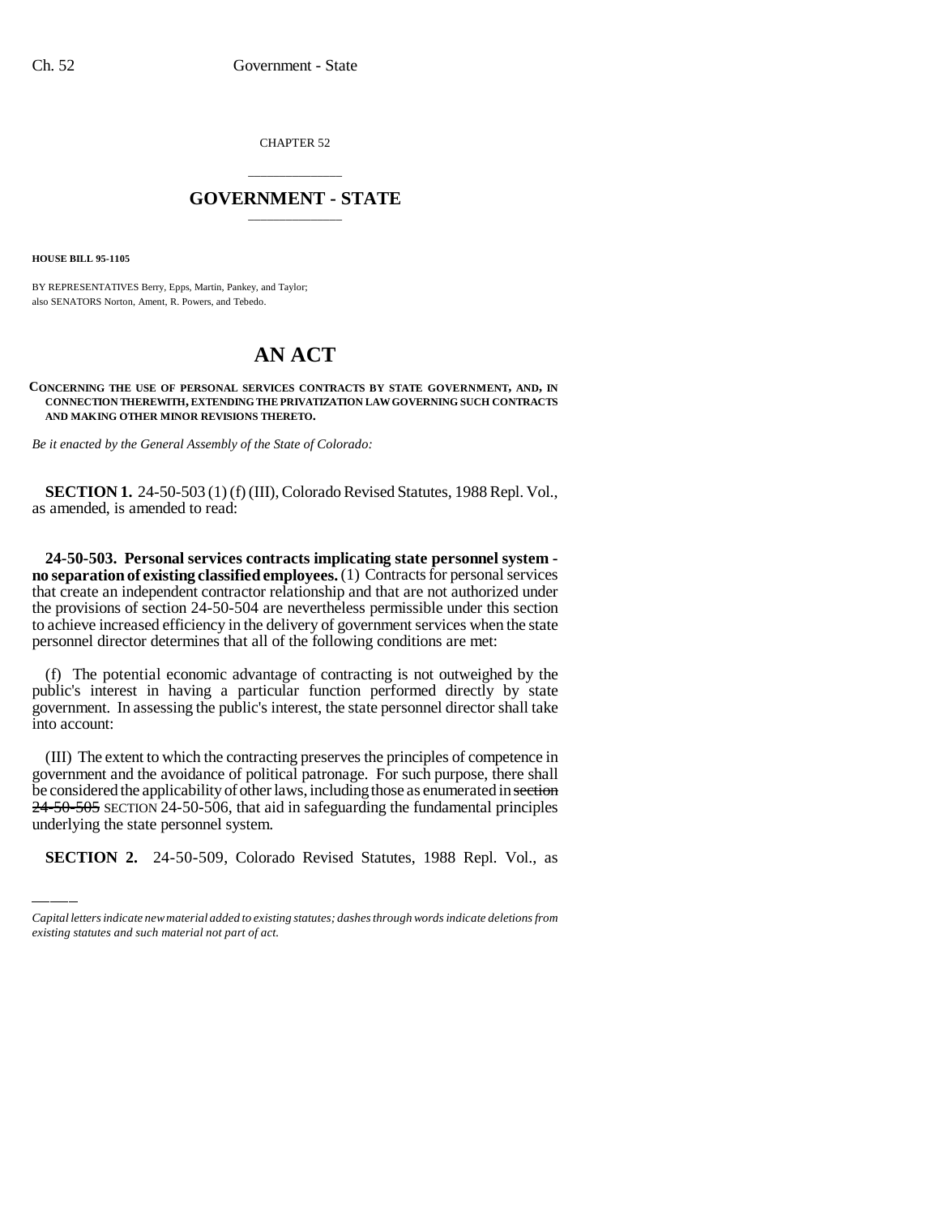CHAPTER 52

# GOVERNMENT - STATE

**HOUSE BILL 95-1105**

BY REPRESENTATIVES Berry, Epps, Martin, Pankey, and Taylor;
also SENATORS Norton, Ament, R. Powers, and Tebedo.

# AN ACT

**CONCERNING THE USE OF PERSONAL SERVICES CONTRACTS BY STATE GOVERNMENT, AND, IN CONNECTION THEREWITH, EXTENDING THE PRIVATIZATION LAW GOVERNING SUCH CONTRACTS AND MAKING OTHER MINOR REVISIONS THERETO.**

*Be it enacted by the General Assembly of the State of Colorado:*

**SECTION 1.** 24-50-503 (1) (f) (III), Colorado Revised Statutes, 1988 Repl. Vol., as amended, is amended to read:

**24-50-503. Personal services contracts implicating state personnel system - no separation of existing classified employees.** (1) Contracts for personal services that create an independent contractor relationship and that are not authorized under the provisions of section 24-50-504 are nevertheless permissible under this section to achieve increased efficiency in the delivery of government services when the state personnel director determines that all of the following conditions are met:

(f) The potential economic advantage of contracting is not outweighed by the public's interest in having a particular function performed directly by state government. In assessing the public's interest, the state personnel director shall take into account:

(III) The extent to which the contracting preserves the principles of competence in government and the avoidance of political patronage. For such purpose, there shall be considered the applicability of other laws, including those as enumerated in ~~section 24-50-505~~ SECTION 24-50-506, that aid in safeguarding the fundamental principles underlying the state personnel system.

**SECTION 2.** 24-50-509, Colorado Revised Statutes, 1988 Repl. Vol., as

*Capital letters indicate new material added to existing statutes; dashes through words indicate deletions from existing statutes and such material not part of act.*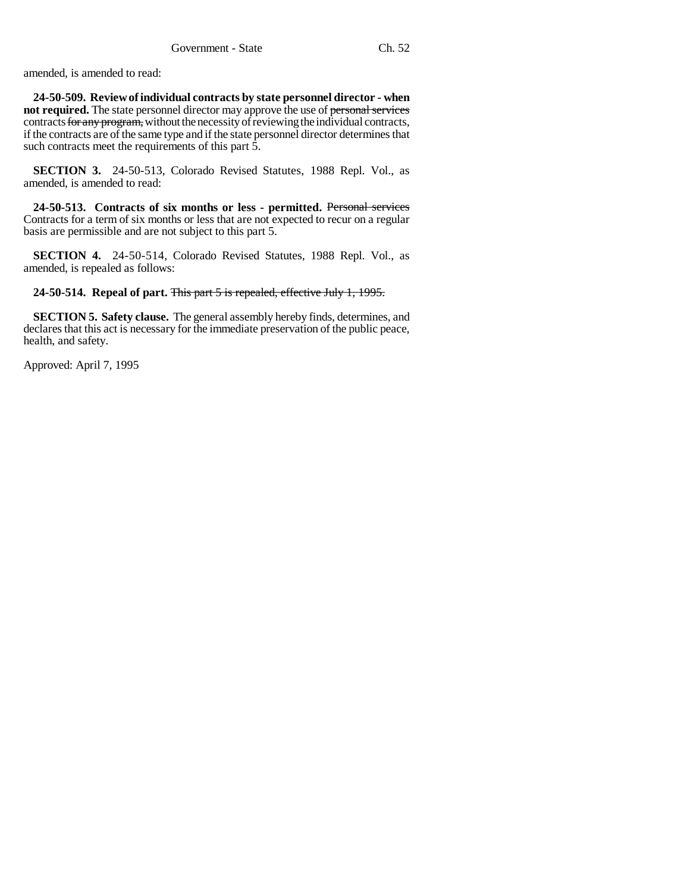amended, is amended to read:

**24-50-509. Review of individual contracts by state personnel director - when not required.** The state personnel director may approve the use of ~~personal services~~ contracts ~~for any program,~~ without the necessity of reviewing the individual contracts, if the contracts are of the same type and if the state personnel director determines that such contracts meet the requirements of this part 5.

**SECTION 3.** 24-50-513, Colorado Revised Statutes, 1988 Repl. Vol., as amended, is amended to read:

**24-50-513. Contracts of six months or less - permitted.** ~~Personal services~~ Contracts for a term of six months or less that are not expected to recur on a regular basis are permissible and are not subject to this part 5.

**SECTION 4.** 24-50-514, Colorado Revised Statutes, 1988 Repl. Vol., as amended, is repealed as follows:

**24-50-514. Repeal of part.** ~~This part 5 is repealed, effective July 1, 1995.~~

**SECTION 5. Safety clause.** The general assembly hereby finds, determines, and declares that this act is necessary for the immediate preservation of the public peace, health, and safety.

Approved: April 7, 1995